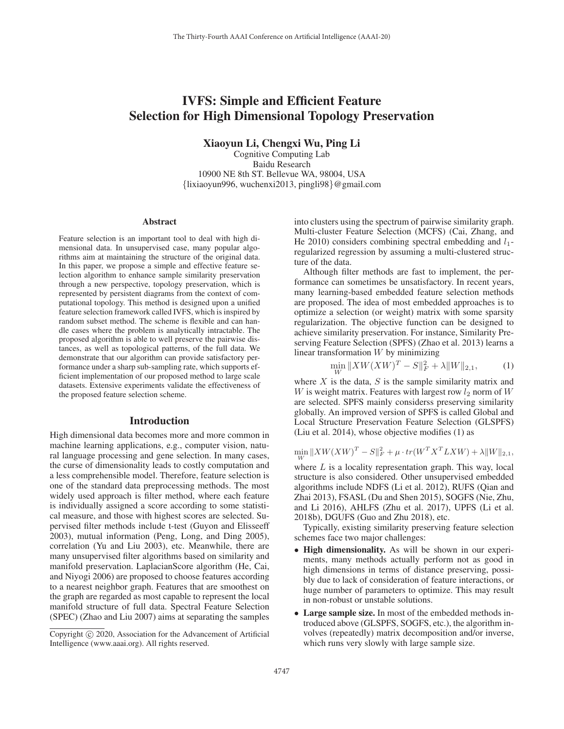# IVFS: Simple and Efficient Feature Selection for High Dimensional Topology Preservation

**Xiaoyun Li, Chengxi Wu, Ping Li**

Cognitive Computing Lab
Baidu Research
10900 NE 8th ST. Bellevue WA, 98004, USA
{lixiaoyun996, wuchenxi2013, pingli98}@gmail.com

### Abstract

Feature selection is an important tool to deal with high dimensional data. In unsupervised case, many popular algorithms aim at maintaining the structure of the original data. In this paper, we propose a simple and effective feature selection algorithm to enhance sample similarity preservation through a new perspective, topology preservation, which is represented by persistent diagrams from the context of computational topology. This method is designed upon a unified feature selection framework called IVFS, which is inspired by random subset method. The scheme is flexible and can handle cases where the problem is analytically intractable. The proposed algorithm is able to well preserve the pairwise distances, as well as topological patterns, of the full data. We demonstrate that our algorithm can provide satisfactory performance under a sharp sub-sampling rate, which supports efficient implementation of our proposed method to large scale datasets. Extensive experiments validate the effectiveness of the proposed feature selection scheme.

## Introduction

High dimensional data becomes more and more common in machine learning applications, e.g., computer vision, natural language processing and gene selection. In many cases, the curse of dimensionality leads to costly computation and a less comprehensible model. Therefore, feature selection is one of the standard data preprocessing methods. The most widely used approach is filter method, where each feature is individually assigned a score according to some statistical measure, and those with highest scores are selected. Supervised filter methods include t-test (Guyon and Elisseeff 2003), mutual information (Peng, Long, and Ding 2005), correlation (Yu and Liu 2003), etc. Meanwhile, there are many unsupervised filter algorithms based on similarity and manifold preservation. LaplacianScore algorithm (He, Cai, and Niyogi 2006) are proposed to choose features according to a nearest neighbor graph. Features that are smoothest on the graph are regarded as most capable to represent the local manifold structure of full data. Spectral Feature Selection (SPEC) (Zhao and Liu 2007) aims at separating the samples into clusters using the spectrum of pairwise similarity graph. Multi-cluster Feature Selection (MCFS) (Cai, Zhang, and He 2010) considers combining spectral embedding and $l_1$-regularized regression by assuming a multi-clustered structure of the data.

Although filter methods are fast to implement, the performance can sometimes be unsatisfactory. In recent years, many learning-based embedded feature selection methods are proposed. The idea of most embedded approaches is to optimize a selection (or weight) matrix with some sparsity regularization. The objective function can be designed to achieve similarity preservation. For instance, Similarity Preserving Feature Selection (SPFS) (Zhao et al. 2013) learns a linear transformation $W$ by minimizing

$$\min_W \|XW(XW)^T - S\|_F^2 + \lambda \|W\|_{2,1}, \quad (1)$$

where $X$ is the data, $S$ is the sample similarity matrix and $W$ is weight matrix. Features with largest row $l_2$ norm of $W$ are selected. SPFS mainly considerss preserving similarity globally. An improved version of SPFS is called Global and Local Structure Preservation Feature Selection (GLSPFS) (Liu et al. 2014), whose objective modifies (1) as

$$\min_W \|XW(XW)^T - S\|_F^2 + \mu \cdot tr(W^T X^T LXW) + \lambda \|W\|_{2,1},$$

where $L$ is a locality representation graph. This way, local structure is also considered. Other unsupervised embedded algorithms include NDFS (Li et al. 2012), RUFS (Qian and Zhai 2013), FSASL (Du and Shen 2015), SOGFS (Nie, Zhu, and Li 2016), AHLFS (Zhu et al. 2017), UPFS (Li et al. 2018b), DGUFS (Guo and Zhu 2018), etc.

Typically, existing similarity preserving feature selection schemes face two major challenges:

- **High dimensionality.** As will be shown in our experiments, many methods actually perform not as good in high dimensions in terms of distance preserving, possibly due to lack of consideration of feature interactions, or huge number of parameters to optimize. This may result in non-robust or unstable solutions.
- **Large sample size.** In most of the embedded methods introduced above (GLSPFS, SOGFS, etc.), the algorithm involves (repeatedly) matrix decomposition and/or inverse, which runs very slowly with large sample size.

Copyright © 2020, Association for the Advancement of Artificial Intelligence (www.aaai.org). All rights reserved.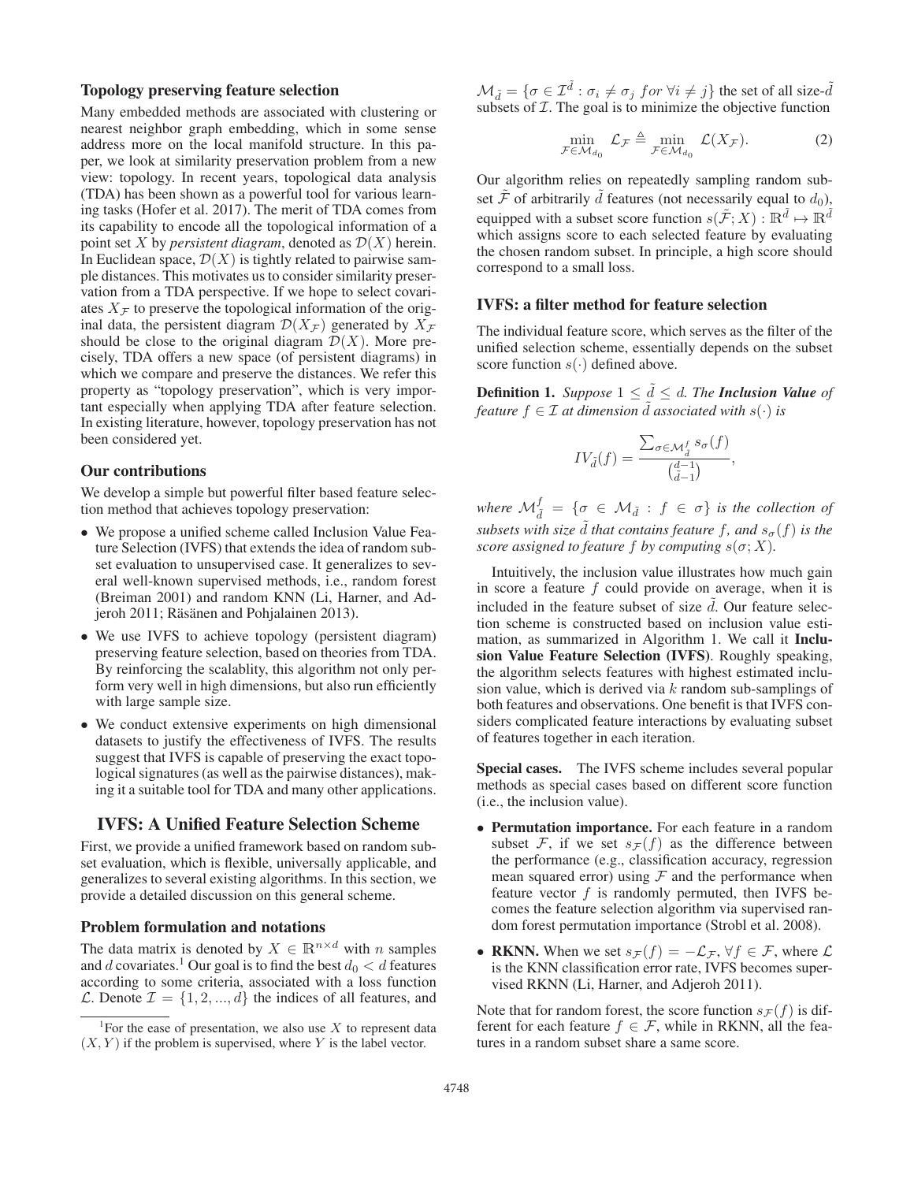### Topology preserving feature selection

Many embedded methods are associated with clustering or nearest neighbor graph embedding, which in some sense address more on the local manifold structure. In this paper, we look at similarity preservation problem from a new view: topology. In recent years, topological data analysis (TDA) has been shown as a powerful tool for various learning tasks (Hofer et al. 2017). The merit of TDA comes from its capability to encode all the topological information of a point set $X$ by *persistent diagram*, denoted as $\mathcal{D}(X)$ herein. In Euclidean space, $\mathcal{D}(X)$ is tightly related to pairwise sample distances. This motivates us to consider similarity preservation from a TDA perspective. If we hope to select covariates $X_\mathcal{F}$ to preserve the topological information of the original data, the persistent diagram $\mathcal{D}(X_\mathcal{F})$ generated by $X_\mathcal{F}$ should be close to the original diagram $\mathcal{D}(X)$. More precisely, TDA offers a new space (of persistent diagrams) in which we compare and preserve the distances. We refer this property as "topology preservation", which is very important especially when applying TDA after feature selection. In existing literature, however, topology preservation has not been considered yet.

### Our contributions

We develop a simple but powerful filter based feature selection method that achieves topology preservation:

- We propose a unified scheme called Inclusion Value Feature Selection (IVFS) that extends the idea of random subset evaluation to unsupervised case. It generalizes to several well-known supervised methods, i.e., random forest (Breiman 2001) and random KNN (Li, Harner, and Adjeroh 2011; Räsänen and Pohjalainen 2013).
- We use IVFS to achieve topology (persistent diagram) preserving feature selection, based on theories from TDA. By reinforcing the scalablity, this algorithm not only perform very well in high dimensions, but also run efficiently with large sample size.
- We conduct extensive experiments on high dimensional datasets to justify the effectiveness of IVFS. The results suggest that IVFS is capable of preserving the exact topological signatures (as well as the pairwise distances), making it a suitable tool for TDA and many other applications.

## IVFS: A Unified Feature Selection Scheme

First, we provide a unified framework based on random subset evaluation, which is flexible, universally applicable, and generalizes to several existing algorithms. In this section, we provide a detailed discussion on this general scheme.

### Problem formulation and notations

The data matrix is denoted by $X \in \mathbb{R}^{n \times d}$ with $n$ samples and $d$ covariates.[1] Our goal is to find the best $d_0 < d$ features according to some criteria, associated with a loss function $\mathcal{L}$. Denote $\mathcal{I} = \{1, 2, ..., d\}$ the indices of all features, and $\mathcal{M}_{\tilde{d}} = \{\sigma \in \mathcal{I}^{\tilde{d}} : \sigma_i \neq \sigma_j \ for \ \forall i \neq j\}$ the set of all size-$\tilde{d}$ subsets of $\mathcal{I}$. The goal is to minimize the objective function

$$\min_{\mathcal{F} \in \mathcal{M}_{d_0}} \mathcal{L}_\mathcal{F} \triangleq \min_{\mathcal{F} \in \mathcal{M}_{d_0}} \mathcal{L}(X_\mathcal{F}). \tag{2}$$

Our algorithm relies on repeatedly sampling random subset $\tilde{\mathcal{F}}$ of arbitrarily $\tilde{d}$ features (not necessarily equal to $d_0$), equipped with a subset score function $s(\tilde{\mathcal{F}}; X) : \mathbb{R}^{\tilde{d}} \mapsto \mathbb{R}^{\tilde{d}}$ which assigns score to each selected feature by evaluating the chosen random subset. In principle, a high score should correspond to a small loss.

### IVFS: a filter method for feature selection

The individual feature score, which serves as the filter of the unified selection scheme, essentially depends on the subset score function $s(\cdot)$ defined above.

**Definition 1.** *Suppose $1 \leq \tilde{d} \leq d$. The **Inclusion Value** of feature $f \in \mathcal{I}$ at dimension $\tilde{d}$ associated with $s(\cdot)$ is*

$$IV_{\tilde{d}}(f) = \frac{\sum_{\sigma \in \mathcal{M}_{\tilde{d}}^f} s_\sigma(f)}{\binom{d-1}{\tilde{d}-1}},$$

*where $\mathcal{M}_{\tilde{d}}^f = \{\sigma \in \mathcal{M}_{\tilde{d}} : f \in \sigma\}$ is the collection of subsets with size $\tilde{d}$ that contains feature $f$, and $s_\sigma(f)$ is the score assigned to feature $f$ by computing $s(\sigma; X)$.*

Intuitively, the inclusion value illustrates how much gain in score a feature $f$ could provide on average, when it is included in the feature subset of size $\tilde{d}$. Our feature selection scheme is constructed based on inclusion value estimation, as summarized in Algorithm 1. We call it **Inclusion Value Feature Selection (IVFS)**. Roughly speaking, the algorithm selects features with highest estimated inclusion value, which is derived via $k$ random sub-samplings of both features and observations. One benefit is that IVFS considers complicated feature interactions by evaluating subset of features together in each iteration.

**Special cases.** The IVFS scheme includes several popular methods as special cases based on different score function (i.e., the inclusion value).

- **Permutation importance.** For each feature in a random subset $\mathcal{F}$, if we set $s_\mathcal{F}(f)$ as the difference between the performance (e.g., classification accuracy, regression mean squared error) using $\mathcal{F}$ and the performance when feature vector $f$ is randomly permuted, then IVFS becomes the feature selection algorithm via supervised random forest permutation importance (Strobl et al. 2008).
- **RKNN.** When we set $s_\mathcal{F}(f) = -\mathcal{L}_\mathcal{F}, \forall f \in \mathcal{F}$, where $\mathcal{L}$ is the KNN classification error rate, IVFS becomes supervised RKNN (Li, Harner, and Adjeroh 2011).

Note that for random forest, the score function $s_\mathcal{F}(f)$ is different for each feature $f \in \mathcal{F}$, while in RKNN, all the features in a random subset share a same score.

[1] For the ease of presentation, we also use $X$ to represent data $(X, Y)$ if the problem is supervised, where $Y$ is the label vector.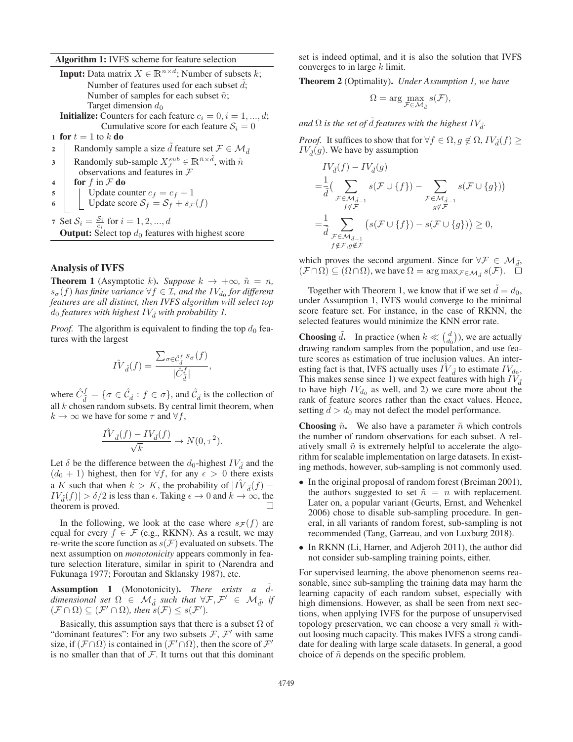**Algorithm 1:** IVFS scheme for feature selection

**Input:** Data matrix $X \in \mathbb{R}^{n \times d}$; Number of subsets $k$; Number of features used for each subset $\tilde{d}$; Number of samples for each subset $\tilde{n}$; Target dimension $d_0$

**Initialize:** Counters for each feature $c_i = 0, i = 1, ..., d$; Cumulative score for each feature $\mathcal{S}_i = 0$

1. **for** $t = 1$ to $k$ **do**
2. Randomly sample a size $\tilde{d}$ feature set $\mathcal{F} \in \mathcal{M}_{\tilde{d}}$
3. Randomly sub-sample $X_{\mathcal{F}}^{sub} \in \mathbb{R}^{\tilde{n} \times \tilde{d}}$, with $\tilde{n}$ observations and features in $\mathcal{F}$
4. **for** $f$ in $\mathcal{F}$ **do**
5. Update counter $c_f = c_f + 1$
6. Update score $\mathcal{S}_f = \mathcal{S}_f + s_{\mathcal{F}}(f)$
7. Set $\mathcal{S}_i = \frac{\mathcal{S}_i}{c_i}$ for $i = 1, 2, ..., d$

**Output:** Select top $d_0$ features with highest score

## Analysis of IVFS

**Theorem 1** (Asymptotic $k$). *Suppose $k \to +\infty$, $\tilde{n} = n$, $s_\sigma(f)$ has finite variance $\forall f \in \mathcal{I}$, and the $IV_{d_0}$ for different features are all distinct, then IVFS algorithm will select top $d_0$ features with highest $IV_{\tilde{d}}$ with probability 1.*

*Proof.* The algorithm is equivalent to finding the top $d_0$ features with the largest

$$\hat{IV}_{\tilde{d}}(f) = \frac{\sum_{\sigma \in \hat{C}_{\tilde{d}}^f} s_\sigma(f)}{|\hat{C}_{\tilde{d}}^f|},$$

where $\hat{C}_{\tilde{d}}^f = \{\sigma \in \hat{\mathcal{C}}_{\tilde{d}} : f \in \sigma\}$, and $\hat{\mathcal{C}}_{\tilde{d}}$ is the collection of all $k$ chosen random subsets. By central limit theorem, when $k \to \infty$ we have for some $\tau$ and $\forall f$,

$$\frac{\hat{IV}_{\tilde{d}}(f) - IV_{\tilde{d}}(f)}{\sqrt{k}} \to N(0, \tau^2).$$

Let $\delta$ be the difference between the $d_0$-highest $IV_{\tilde{d}}$ and the $(d_0 + 1)$ highest, then for $\forall f$, for any $\epsilon > 0$ there exists a $K$ such that when $k > K$, the probability of $|\hat{IV}_{\tilde{d}}(f) - IV_{\tilde{d}}(f)| > \delta/2$ is less than $\epsilon$. Taking $\epsilon \to 0$ and $k \to \infty$, the theorem is proved. □

In the following, we look at the case where $s_{\mathcal{F}}(f)$ are equal for every $f \in \mathcal{F}$ (e.g., RKNN). As a result, we may re-write the score function as $s(\mathcal{F})$ evaluated on subsets. The next assumption on *monotonicity* appears commonly in feature selection literature, similar in spirit to (Narendra and Fukunaga 1977; Foroutan and Sklansky 1987), etc.

**Assumption 1** (Monotonicity). *There exists a $\tilde{d}$-dimensional set $\Omega \in \mathcal{M}_{\tilde{d}}$ such that $\forall \mathcal{F}, \mathcal{F}' \in \mathcal{M}_{\tilde{d}}$, if $(\mathcal{F} \cap \Omega) \subseteq (\mathcal{F}' \cap \Omega)$, then $s(\mathcal{F}) \leq s(\mathcal{F}')$.*

Basically, this assumption says that there is a subset $\Omega$ of "dominant features": For any two subsets $\mathcal{F}$, $\mathcal{F}'$ with same size, if $(\mathcal{F} \cap \Omega)$ is contained in $(\mathcal{F}' \cap \Omega)$, then the score of $\mathcal{F}'$ is no smaller than that of $\mathcal{F}$. It turns out that this dominant set is indeed optimal, and it is also the solution that IVFS converges to in large $k$ limit.

**Theorem 2** (Optimality). *Under Assumption 1, we have*

$$\Omega = \arg\max_{\mathcal{F} \in \mathcal{M}_{\tilde{d}}} s(\mathcal{F}),$$

*and $\Omega$ is the set of $\tilde{d}$ features with the highest $IV_{\tilde{d}}$.*

*Proof.* It suffices to show that for $\forall f \in \Omega, g \notin \Omega$, $IV_{\tilde{d}}(f) \geq IV_{\tilde{d}}(g)$. We have by assumption

$$\begin{aligned}
&IV_{\tilde{d}}(f) - IV_{\tilde{d}}(g) \\
=&\frac{1}{\tilde{d}}\Big(\sum_{\substack{\mathcal{F} \in \mathcal{M}_{\tilde{d}-1} \\ f \notin \mathcal{F}}} s(\mathcal{F} \cup \{f\}) - \sum_{\substack{\mathcal{F} \in \mathcal{M}_{\tilde{d}-1} \\ g \notin \mathcal{F}}} s(\mathcal{F} \cup \{g\})\Big) \\
=&\frac{1}{\tilde{d}} \sum_{\substack{\mathcal{F} \in \mathcal{M}_{\tilde{d}-1} \\ f \notin \mathcal{F}, g \notin \mathcal{F}}} \big(s(\mathcal{F} \cup \{f\}) - s(\mathcal{F} \cup \{g\})\big) \geq 0,
\end{aligned}$$

which proves the second argument. Since for $\forall \mathcal{F} \in \mathcal{M}_{\tilde{d}}$, $(\mathcal{F} \cap \Omega) \subseteq (\Omega \cap \Omega)$, we have $\Omega = \arg\max_{\mathcal{F} \in \mathcal{M}_{\tilde{d}}} s(\mathcal{F})$. □

Together with Theorem 1, we know that if we set $\tilde{d} = d_0$, under Assumption 1, IVFS would converge to the minimal score feature set. For instance, in the case of RKNN, the selected features would minimize the KNN error rate.

**Choosing $\tilde{d}$.** In practice (when $k \ll \binom{d}{d_0}$), we are actually drawing random samples from the population, and use feature scores as estimation of true inclusion values. An interesting fact is that, IVFS actually uses $\hat{IV}_{\tilde{d}}$ to estimate $IV_{d_0}$. This makes sense since 1) we expect features with high $IV_{\tilde{d}}$ to have high $IV_{d_0}$ as well, and 2) we care more about the rank of feature scores rather than the exact values. Hence, setting $\tilde{d} > d_0$ may not defect the model performance.

**Choosing $\tilde{n}$.** We also have a parameter $\tilde{n}$ which controls the number of random observations for each subset. A relatively small $\tilde{n}$ is extremely helpful to accelerate the algorithm for scalable implementation on large datasets. In existing methods, however, sub-sampling is not commonly used.

- In the original proposal of random forest (Breiman 2001), the authors suggested to set $\tilde{n} = n$ with replacement. Later on, a popular variant (Geurts, Ernst, and Wehenkel 2006) chose to disable sub-sampling procedure. In general, in all variants of random forest, sub-sampling is not recommended (Tang, Garreau, and von Luxburg 2018).
- In RKNN (Li, Harner, and Adjeroh 2011), the author did not consider sub-sampling training points, either.

For supervised learning, the above phenomenon seems reasonable, since sub-sampling the training data may harm the learning capacity of each random subset, especially with high dimensions. However, as shall be seen from next sections, when applying IVFS for the purpose of unsupervised topology preservation, we can choose a very small $\tilde{n}$ without loosing much capacity. This makes IVFS a strong candidate for dealing with large scale datasets. In general, a good choice of $\tilde{n}$ depends on the specific problem.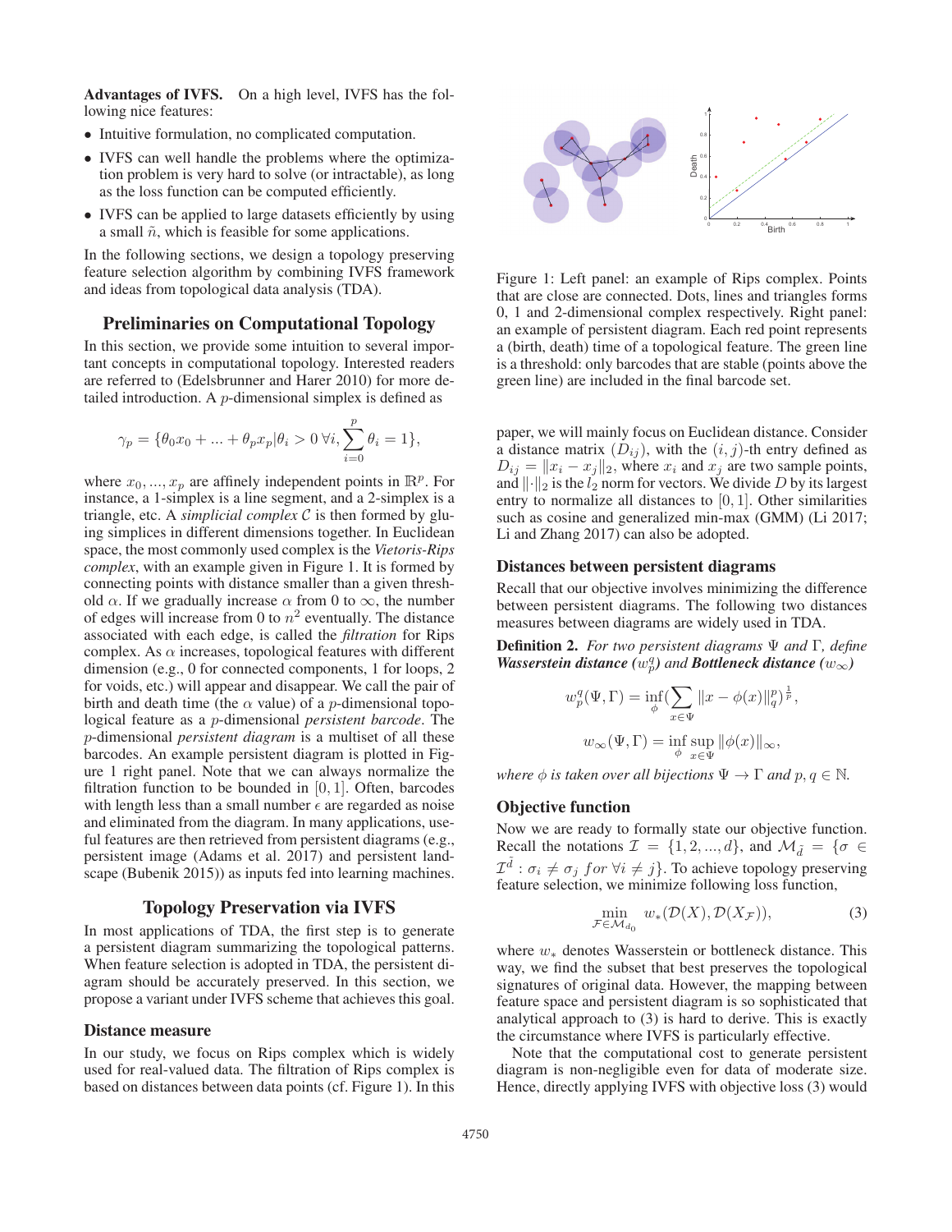**Advantages of IVFS.** On a high level, IVFS has the following nice features:

- Intuitive formulation, no complicated computation.
- IVFS can well handle the problems where the optimization problem is very hard to solve (or intractable), as long as the loss function can be computed efficiently.
- IVFS can be applied to large datasets efficiently by using a small $\tilde{n}$, which is feasible for some applications.

In the following sections, we design a topology preserving feature selection algorithm by combining IVFS framework and ideas from topological data analysis (TDA).

## Preliminaries on Computational Topology

In this section, we provide some intuition to several important concepts in computational topology. Interested readers are referred to (Edelsbrunner and Harer 2010) for more detailed introduction. A $p$-dimensional simplex is defined as

$$\gamma_p = \{\theta_0 x_0 + ... + \theta_p x_p | \theta_i > 0 \,\forall i, \sum_{i=0}^{p} \theta_i = 1\},$$

where $x_0, ..., x_p$ are affinely independent points in $\mathbb{R}^p$. For instance, a 1-simplex is a line segment, and a 2-simplex is a triangle, etc. A *simplicial complex* $\mathcal{C}$ is then formed by gluing simplices in different dimensions together. In Euclidean space, the most commonly used complex is the *Vietoris-Rips complex*, with an example given in Figure 1. It is formed by connecting points with distance smaller than a given threshold $\alpha$. If we gradually increase $\alpha$ from 0 to $\infty$, the number of edges will increase from 0 to $n^2$ eventually. The distance associated with each edge, is called the *filtration* for Rips complex. As $\alpha$ increases, topological features with different dimension (e.g., 0 for connected components, 1 for loops, 2 for voids, etc.) will appear and disappear. We call the pair of birth and death time (the $\alpha$ value) of a $p$-dimensional topological feature as a $p$-dimensional *persistent barcode*. The $p$-dimensional *persistent diagram* is a multiset of all these barcodes. An example persistent diagram is plotted in Figure 1 right panel. Note that we can always normalize the filtration function to be bounded in $[0, 1]$. Often, barcodes with length less than a small number $\epsilon$ are regarded as noise and eliminated from the diagram. In many applications, useful features are then retrieved from persistent diagrams (e.g., persistent image (Adams et al. 2017) and persistent landscape (Bubenik 2015)) as inputs fed into learning machines.

Figure 1: Left panel: an example of Rips complex. Points that are close are connected. Dots, lines and triangles forms 0, 1 and 2-dimensional complex respectively. Right panel: an example of persistent diagram. Each red point represents a (birth, death) time of a topological feature. The green line is a threshold: only barcodes that are stable (points above the green line) are included in the final barcode set.

## Topology Preservation via IVFS

In most applications of TDA, the first step is to generate a persistent diagram summarizing the topological patterns. When feature selection is adopted in TDA, the persistent diagram should be accurately preserved. In this section, we propose a variant under IVFS scheme that achieves this goal.

### Distance measure

In our study, we focus on Rips complex which is widely used for real-valued data. The filtration of Rips complex is based on distances between data points (cf. Figure 1). In this paper, we will mainly focus on Euclidean distance. Consider a distance matrix $(D_{ij})$, with the $(i, j)$-th entry defined as $D_{ij} = \|x_i - x_j\|_2$, where $x_i$ and $x_j$ are two sample points, and $\|\cdot\|_2$ is the $l_2$ norm for vectors. We divide $D$ by its largest entry to normalize all distances to $[0, 1]$. Other similarities such as cosine and generalized min-max (GMM) (Li 2017; Li and Zhang 2017) can also be adopted.

### Distances between persistent diagrams

Recall that our objective involves minimizing the difference between persistent diagrams. The following two distances measures between diagrams are widely used in TDA.

**Definition 2.** *For two persistent diagrams $\Psi$ and $\Gamma$, define **Wasserstein distance** ($w_p^q$) and **Bottleneck distance** ($w_\infty$)*

$$w_p^q(\Psi, \Gamma) = \inf_{\phi} (\sum_{x \in \Psi} \|x - \phi(x)\|_q^p)^{\frac{1}{p}},$$

$$w_\infty(\Psi, \Gamma) = \inf_{\phi} \sup_{x \in \Psi} \|\phi(x)\|_\infty,$$

*where $\phi$ is taken over all bijections $\Psi \to \Gamma$ and $p, q \in \mathbb{N}$.*

### Objective function

Now we are ready to formally state our objective function. Recall the notations $\mathcal{I} = \{1, 2, ..., d\}$, and $\mathcal{M}_{\tilde{d}} = \{\sigma \in \mathcal{I}^{\tilde{d}} : \sigma_i \neq \sigma_j \; for \; \forall i \neq j\}$. To achieve topology preserving feature selection, we minimize following loss function,

$$\min_{\mathcal{F} \in \mathcal{M}_{d_0}} \; w_*(\mathcal{D}(X), \mathcal{D}(X_\mathcal{F})), \tag{3}$$

where $w_*$ denotes Wasserstein or bottleneck distance. This way, we find the subset that best preserves the topological signatures of original data. However, the mapping between feature space and persistent diagram is so sophisticated that analytical approach to (3) is hard to derive. This is exactly the circumstance where IVFS is particularly effective.

Note that the computational cost to generate persistent diagram is non-negligible even for data of moderate size. Hence, directly applying IVFS with objective loss (3) would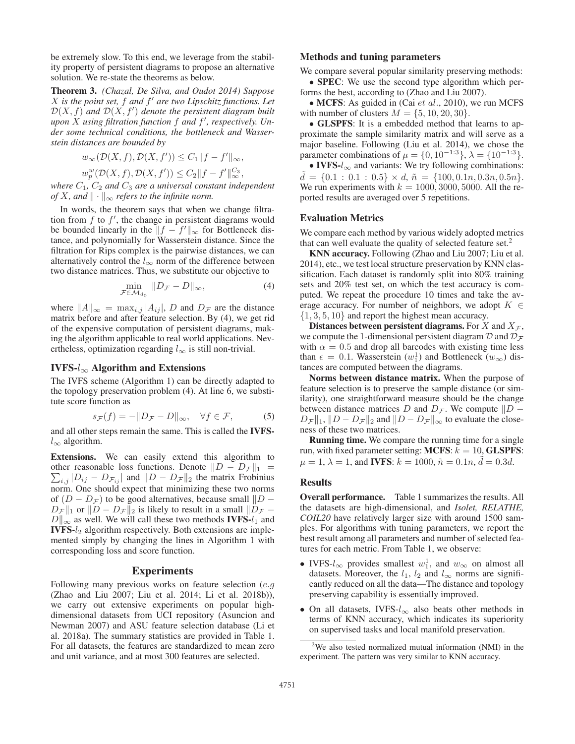be extremely slow. To this end, we leverage from the stability property of persistent diagrams to propose an alternative solution. We re-state the theorems as below.

**Theorem 3.** *(Chazal, De Silva, and Oudot 2014) Suppose $X$ is the point set, $f$ and $f'$ are two Lipschitz functions. Let $\mathcal{D}(X, f)$ and $\mathcal{D}(X, f')$ denote the persistent diagram built upon $X$ using filtration function $f$ and $f'$, respectively. Under some technical conditions, the bottleneck and Wasserstein distances are bounded by*

$$w_\infty(\mathcal{D}(X, f), \mathcal{D}(X, f')) \leq C_1 \|f - f'\|_\infty,$$

$$w_p^w(\mathcal{D}(X, f), \mathcal{D}(X, f')) \leq C_2 \|f - f'\|_\infty^{C_3},$$

*where $C_1$, $C_2$ and $C_3$ are a universal constant independent of $X$, and $\|\cdot\|_\infty$ refers to the infinite norm.*

In words, the theorem says that when we change filtration from $f$ to $f'$, the change in persistent diagrams would be bounded linearly in the $\|f - f'\|_\infty$ for Bottleneck distance, and polynomially for Wasserstein distance. Since the filtration for Rips complex is the pairwise distances, we can alternatively control the $l_\infty$ norm of the difference between two distance matrices. Thus, we substitute our objective to

$$\min_{\mathcal{F} \in \mathcal{M}_{d_0}} \|D_\mathcal{F} - D\|_\infty, \tag{4}$$

where $\|A\|_\infty = \max_{i,j} |A_{ij}|$, $D$ and $D_\mathcal{F}$ are the distance matrix before and after feature selection. By (4), we get rid of the expensive computation of persistent diagrams, making the algorithm applicable to real world applications. Nevertheless, optimization regarding $l_\infty$ is still non-trivial.

## IVFS-$l_\infty$ Algorithm and Extensions

The IVFS scheme (Algorithm 1) can be directly adapted to the topology preservation problem (4). At line 6, we substitute score function as

$$s_\mathcal{F}(f) = -\|D_\mathcal{F} - D\|_\infty, \quad \forall f \in \mathcal{F}, \tag{5}$$

and all other steps remain the same. This is called the **IVFS-$l_\infty$** algorithm.

**Extensions.** We can easily extend this algorithm to other reasonable loss functions. Denote $\|D - D_\mathcal{F}\|_1 = \sum_{i,j} |D_{ij} - D_{\mathcal{F}_{ij}}|$ and $\|D - D_\mathcal{F}\|_2$ the matrix Frobinius norm. One should expect that minimizing these two norms of $(D - D_\mathcal{F})$ to be good alternatives, because small $\|D - D_\mathcal{F}\|_1$ or $\|D - D_\mathcal{F}\|_2$ is likely to result in a small $\|D_\mathcal{F} - D\|_\infty$ as well. We will call these two methods **IVFS-$l_1$** and **IVFS-$l_2$** algorithm respectively. Both extensions are implemented simply by changing the lines in Algorithm 1 with corresponding loss and score function.

# Experiments

Following many previous works on feature selection (*e.g* (Zhao and Liu 2007; Liu et al. 2014; Li et al. 2018b)), we carry out extensive experiments on popular high-dimensional datasets from UCI repository (Asuncion and Newman 2007) and ASU feature selection database (Li et al. 2018a). The summary statistics are provided in Table 1. For all datasets, the features are standardized to mean zero and unit variance, and at most 300 features are selected.

## Methods and tuning parameters

We compare several popular similarity preserving methods:

- **SPEC**: We use the second type algorithm which performs the best, according to (Zhao and Liu 2007).
- **MCFS**: As guided in (Cai *et al.*, 2010), we run MCFS with number of clusters $M = \{5, 10, 20, 30\}$.
- **GLSPFS**: It is a embedded method that learns to approximate the sample similarity matrix and will serve as a major baseline. Following (Liu et al. 2014), we chose the parameter combinations of $\mu = \{0, 10^{-1:3}\}$, $\lambda = \{10^{-1:3}\}$.
- **IVFS-$l_\infty$** and variants: We try following combinations: $\tilde{d} = \{0.1 : 0.1 : 0.5\} \times d$, $\tilde{n} = \{100, 0.1n, 0.3n, 0.5n\}$. We run experiments with $k = 1000, 3000, 5000$. All the reported results are averaged over 5 repetitions.

## Evaluation Metrics

We compare each method by various widely adopted metrics that can well evaluate the quality of selected feature set.[2]

**KNN accuracy.** Following (Zhao and Liu 2007; Liu et al. 2014), etc., we test local structure preservation by KNN classification. Each dataset is randomly split into 80% training sets and 20% test set, on which the test accuracy is computed. We repeat the procedure 10 times and take the average accuracy. For number of neighbors, we adopt $K \in \{1, 3, 5, 10\}$ and report the highest mean accuracy.

**Distances between persistent diagrams.** For $X$ and $X_\mathcal{F}$, we compute the 1-dimensional persistent diagram $\mathcal{D}$ and $\mathcal{D}_\mathcal{F}$ with $\alpha = 0.5$ and drop all barcodes with existing time less than $\epsilon = 0.1$. Wasserstein ($w_1^1$) and Bottleneck ($w_\infty$) distances are computed between the diagrams.

**Norms between distance matrix.** When the purpose of feature selection is to preserve the sample distance (or similarity), one straightforward measure should be the change between distance matrices $D$ and $D_\mathcal{F}$. We compute $\|D - D_\mathcal{F}\|_1$, $\|D - D_\mathcal{F}\|_2$ and $\|D - D_\mathcal{F}\|_\infty$ to evaluate the closeness of these two matrices.

**Running time.** We compare the running time for a single run, with fixed parameter setting: **MCFS**: $k = 10$, **GLSPFS**: $\mu = 1$, $\lambda = 1$, and **IVFS**: $k = 1000$, $\tilde{n} = 0.1n$, $\tilde{d} = 0.3d$.

## Results

**Overall performance.** Table 1 summarizes the results. All the datasets are high-dimensional, and *Isolet, RELATHE, COIL20* have relatively larger size with around 1500 samples. For algorithms with tuning parameters, we report the best result among all parameters and number of selected features for each metric. From Table 1, we observe:

- IVFS-$l_\infty$ provides smallest $w_1^1$, and $w_\infty$ on almost all datasets. Moreover, the $l_1$, $l_2$ and $l_\infty$ norms are significantly reduced on all the data—The distance and topology preserving capability is essentially improved.
- On all datasets, IVFS-$l_\infty$ also beats other methods in terms of KNN accuracy, which indicates its superiority on supervised tasks and local manifold preservation.

[2] We also tested normalized mutual information (NMI) in the experiment. The pattern was very similar to KNN accuracy.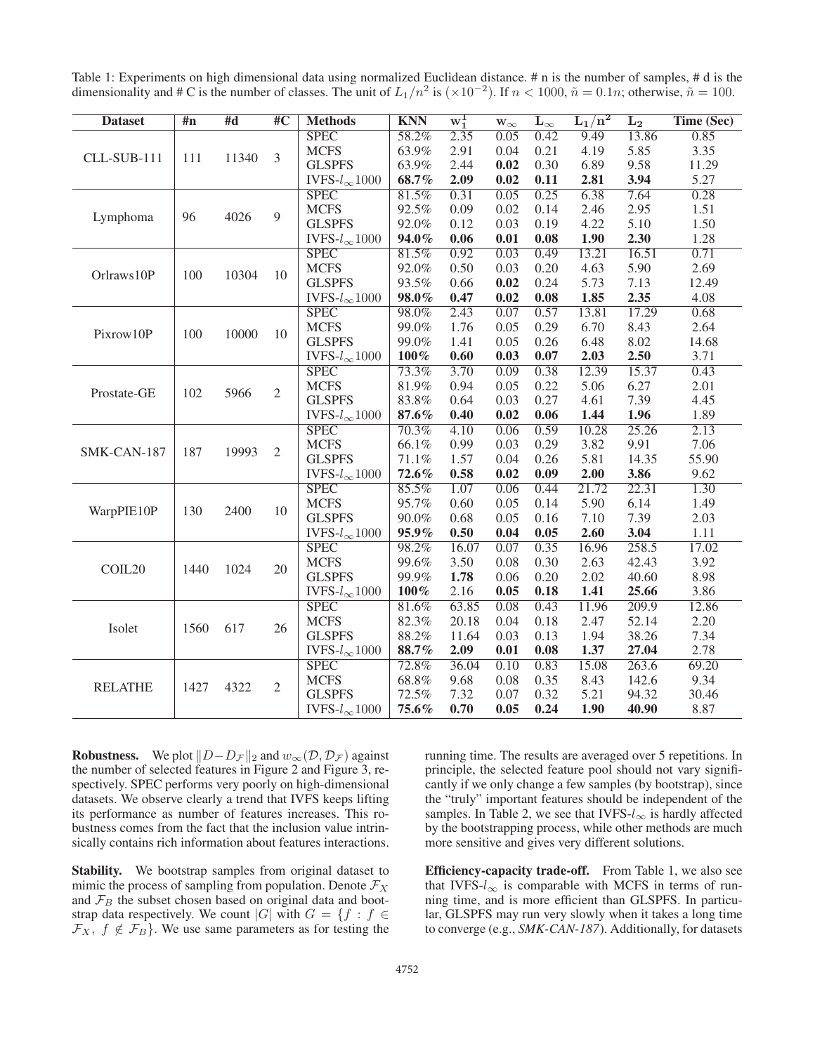Table 1: Experiments on high dimensional data using normalized Euclidean distance. # n is the number of samples, # d is the dimensionality and # C is the number of classes. The unit of $L_1/n^2$ is $(\times 10^{-2})$. If $n < 1000$, $\tilde{n} = 0.1n$; otherwise, $\tilde{n} = 100$.

| Dataset | #n | #d | #C | Methods | KNN | $\mathbf{w_1^1}$ | $\mathbf{w_\infty}$ | $\mathbf{L_\infty}$ | $\mathbf{L_1/n^2}$ | $\mathbf{L_2}$ | Time (Sec) |
|---|---|---|---|---|---|---|---|---|---|---|---|
| CLL-SUB-111 | 111 | 11340 | 3 | SPEC | 58.2% | 2.35 | 0.05 | 0.42 | 9.49 | 13.86 | 0.85 |
| | | | | MCFS | 63.9% | 2.91 | 0.04 | 0.21 | 4.19 | 5.85 | 3.35 |
| | | | | GLSPFS | 63.9% | 2.44 | **0.02** | 0.30 | 6.89 | 9.58 | 11.29 |
| | | | | IVFS-$l_\infty$1000 | **68.7%** | **2.09** | **0.02** | **0.11** | **2.81** | **3.94** | 5.27 |
| Lymphoma | 96 | 4026 | 9 | SPEC | 81.5% | 0.31 | 0.05 | 0.25 | 6.38 | 7.64 | 0.28 |
| | | | | MCFS | 92.5% | 0.09 | 0.02 | 0.14 | 2.46 | 2.95 | 1.51 |
| | | | | GLSPFS | 92.0% | 0.12 | 0.03 | 0.19 | 4.22 | 5.10 | 1.50 |
| | | | | IVFS-$l_\infty$1000 | **94.0%** | **0.06** | **0.01** | **0.08** | **1.90** | **2.30** | 1.28 |
| Orlraws10P | 100 | 10304 | 10 | SPEC | 81.5% | 0.92 | 0.03 | 0.49 | 13.21 | 16.51 | 0.71 |
| | | | | MCFS | 92.0% | 0.50 | 0.03 | 0.20 | 4.63 | 5.90 | 2.69 |
| | | | | GLSPFS | 93.5% | 0.66 | **0.02** | 0.24 | 5.73 | 7.13 | 12.49 |
| | | | | IVFS-$l_\infty$1000 | **98.0%** | **0.47** | **0.02** | **0.08** | **1.85** | **2.35** | 4.08 |
| Pixrow10P | 100 | 10000 | 10 | SPEC | 98.0% | 2.43 | 0.07 | 0.57 | 13.81 | 17.29 | 0.68 |
| | | | | MCFS | 99.0% | 1.76 | 0.05 | 0.29 | 6.70 | 8.43 | 2.64 |
| | | | | GLSPFS | 99.0% | 1.41 | 0.05 | 0.26 | 6.48 | 8.02 | 14.68 |
| | | | | IVFS-$l_\infty$1000 | **100%** | **0.60** | **0.03** | **0.07** | **2.03** | **2.50** | 3.71 |
| Prostate-GE | 102 | 5966 | 2 | SPEC | 73.3% | 3.70 | 0.09 | 0.38 | 12.39 | 15.37 | 0.43 |
| | | | | MCFS | 81.9% | 0.94 | 0.05 | 0.22 | 5.06 | 6.27 | 2.01 |
| | | | | GLSPFS | 83.8% | 0.64 | 0.03 | 0.27 | 4.61 | 7.39 | 4.45 |
| | | | | IVFS-$l_\infty$1000 | **87.6%** | **0.40** | **0.02** | **0.06** | **1.44** | **1.96** | 1.89 |
| SMK-CAN-187 | 187 | 19993 | 2 | SPEC | 70.3% | 4.10 | 0.06 | 0.59 | 10.28 | 25.26 | 2.13 |
| | | | | MCFS | 66.1% | 0.99 | 0.03 | 0.29 | 3.82 | 9.91 | 7.06 |
| | | | | GLSPFS | 71.1% | 1.57 | 0.04 | 0.26 | 5.81 | 14.35 | 55.90 |
| | | | | IVFS-$l_\infty$1000 | **72.6%** | **0.58** | **0.02** | **0.09** | **2.00** | **3.86** | 9.62 |
| WarpPIE10P | 130 | 2400 | 10 | SPEC | 85.5% | 1.07 | 0.06 | 0.44 | 21.72 | 22.31 | 1.30 |
| | | | | MCFS | 95.7% | 0.60 | 0.05 | 0.14 | 5.90 | 6.14 | 1.49 |
| | | | | GLSPFS | 90.0% | 0.68 | 0.05 | 0.16 | 7.10 | 7.39 | 2.03 |
| | | | | IVFS-$l_\infty$1000 | **95.9%** | **0.50** | **0.04** | **0.05** | **2.60** | **3.04** | 1.11 |
| COIL20 | 1440 | 1024 | 20 | SPEC | 98.2% | 16.07 | 0.07 | 0.35 | 16.96 | 258.5 | 17.02 |
| | | | | MCFS | 99.6% | 3.50 | 0.08 | 0.30 | 2.63 | 42.43 | 3.92 |
| | | | | GLSPFS | 99.9% | **1.78** | 0.06 | 0.20 | 2.02 | 40.60 | 8.98 |
| | | | | IVFS-$l_\infty$1000 | **100%** | 2.16 | **0.05** | **0.18** | **1.41** | **25.66** | 3.86 |
| Isolet | 1560 | 617 | 26 | SPEC | 81.6% | 63.85 | 0.08 | 0.43 | 11.96 | 209.9 | 12.86 |
| | | | | MCFS | 82.3% | 20.18 | 0.04 | 0.18 | 2.47 | 52.14 | 2.20 |
| | | | | GLSPFS | 88.2% | 11.64 | 0.03 | 0.13 | 1.94 | 38.26 | 7.34 |
| | | | | IVFS-$l_\infty$1000 | **88.7%** | **2.09** | **0.01** | **0.08** | **1.37** | **27.04** | 2.78 |
| RELATHE | 1427 | 4322 | 2 | SPEC | 72.8% | 36.04 | 0.10 | 0.83 | 15.08 | 263.6 | 69.20 |
| | | | | MCFS | 68.8% | 9.68 | 0.08 | 0.35 | 8.43 | 142.6 | 9.34 |
| | | | | GLSPFS | 72.5% | 7.32 | 0.07 | 0.32 | 5.21 | 94.32 | 30.46 |
| | | | | IVFS-$l_\infty$1000 | **75.6%** | **0.70** | **0.05** | **0.24** | **1.90** | **40.90** | 8.87 |

**Robustness.** We plot $\|D - D_{\mathcal{F}}\|_2$ and $w_\infty(\mathcal{D}, \mathcal{D}_{\mathcal{F}})$ against the number of selected features in Figure 2 and Figure 3, respectively. SPEC performs very poorly on high-dimensional datasets. We observe clearly a trend that IVFS keeps lifting its performance as number of features increases. This robustness comes from the fact that the inclusion value intrinsically contains rich information about features interactions.

**Stability.** We bootstrap samples from original dataset to mimic the process of sampling from population. Denote $\mathcal{F}_X$ and $\mathcal{F}_B$ the subset chosen based on original data and bootstrap data respectively. We count $|G|$ with $G = \{f : f \in \mathcal{F}_X,\ f \notin \mathcal{F}_B\}$. We use same parameters as for testing the running time. The results are averaged over 5 repetitions. In principle, the selected feature pool should not vary significantly if we only change a few samples (by bootstrap), since the "truly" important features should be independent of the samples. In Table 2, we see that IVFS-$l_\infty$ is hardly affected by the bootstrapping process, while other methods are much more sensitive and gives very different solutions.

**Efficiency-capacity trade-off.** From Table 1, we also see that IVFS-$l_\infty$ is comparable with MCFS in terms of running time, and is more efficient than GLSPFS. In particular, GLSPFS may run very slowly when it takes a long time to converge (e.g., *SMK-CAN-187*). Additionally, for datasets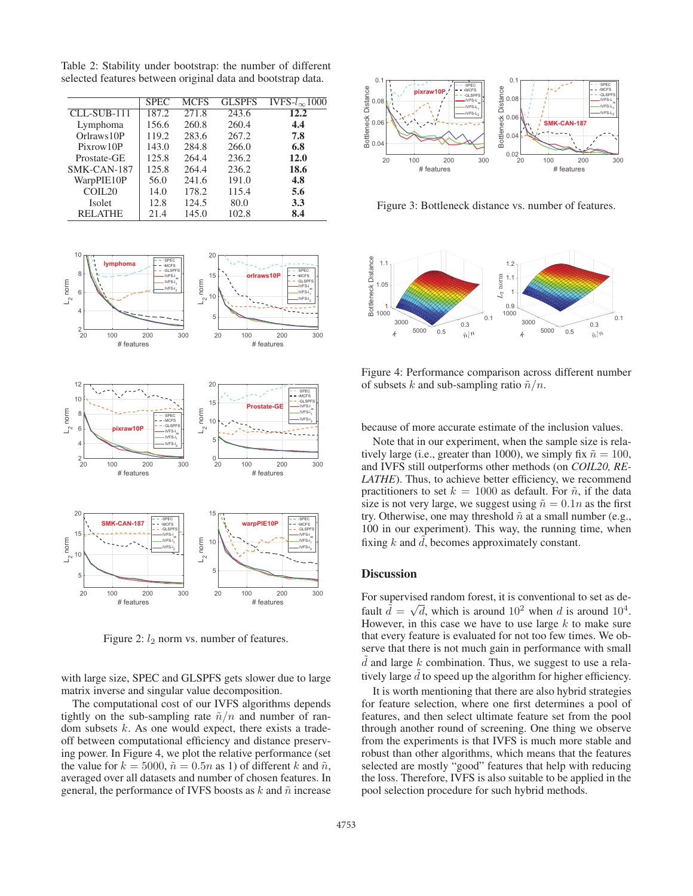Table 2: Stability under bootstrap: the number of different selected features between original data and bootstrap data.

| | SPEC | MCFS | GLSPFS | IVFS-$l_\infty$1000 |
|---|---|---|---|---|
| CLL-SUB-111 | 187.2 | 271.8 | 243.6 | **12.2** |
| Lymphoma | 156.6 | 260.8 | 260.4 | **4.4** |
| Orlraws10P | 119.2 | 283.6 | 267.2 | **7.8** |
| Pixrow10P | 143.0 | 284.8 | 266.0 | **6.8** |
| Prostate-GE | 125.8 | 264.4 | 236.2 | **12.0** |
| SMK-CAN-187 | 125.8 | 264.4 | 236.2 | **18.6** |
| WarpPIE10P | 56.0 | 241.6 | 191.0 | **4.8** |
| COIL20 | 14.0 | 178.2 | 115.4 | **5.6** |
| Isolet | 12.8 | 124.5 | 80.0 | **3.3** |
| RELATHE | 21.4 | 145.0 | 102.8 | **8.4** |

Figure 2: $l_2$ norm vs. number of features.

with large size, SPEC and GLSPFS gets slower due to large matrix inverse and singular value decomposition.

The computational cost of our IVFS algorithms depends tightly on the sub-sampling rate $\tilde{n}/n$ and number of random subsets $k$. As one would expect, there exists a trade-off between computational efficiency and distance preserving power. In Figure 4, we plot the relative performance (set the value for $k = 5000$, $\tilde{n} = 0.5n$ as 1) of different $k$ and $\tilde{n}$, averaged over all datasets and number of chosen features. In general, the performance of IVFS boosts as $k$ and $\tilde{n}$ increase because of more accurate estimate of the inclusion values.

Figure 3: Bottleneck distance vs. number of features.

Figure 4: Performance comparison across different number of subsets $k$ and sub-sampling ratio $\tilde{n}/n$.

Note that in our experiment, when the sample size is relatively large (i.e., greater than 1000), we simply fix $\tilde{n} = 100$, and IVFS still outperforms other methods (on *COIL20, RELATHE*). Thus, to achieve better efficiency, we recommend practitioners to set $k = 1000$ as default. For $\tilde{n}$, if the data size is not very large, we suggest using $\tilde{n} = 0.1n$ as the first try. Otherwise, one may threshold $\tilde{n}$ at a small number (e.g., 100 in our experiment). This way, the running time, when fixing $k$ and $\tilde{d}$, becomes approximately constant.

## Discussion

For supervised random forest, it is conventional to set as default $\tilde{d} = \sqrt{d}$, which is around $10^2$ when $d$ is around $10^4$. However, in this case we have to use large $k$ to make sure that every feature is evaluated for not too few times. We observe that there is not much gain in performance with small $\tilde{d}$ and large $k$ combination. Thus, we suggest to use a relatively large $\tilde{d}$ to speed up the algorithm for higher efficiency.

It is worth mentioning that there are also hybrid strategies for feature selection, where one first determines a pool of features, and then select ultimate feature set from the pool through another round of screening. One thing we observe from the experiments is that IVFS is much more stable and robust than other algorithms, which means that the features selected are mostly "good" features that help with reducing the loss. Therefore, IVFS is also suitable to be applied in the pool selection procedure for such hybrid methods.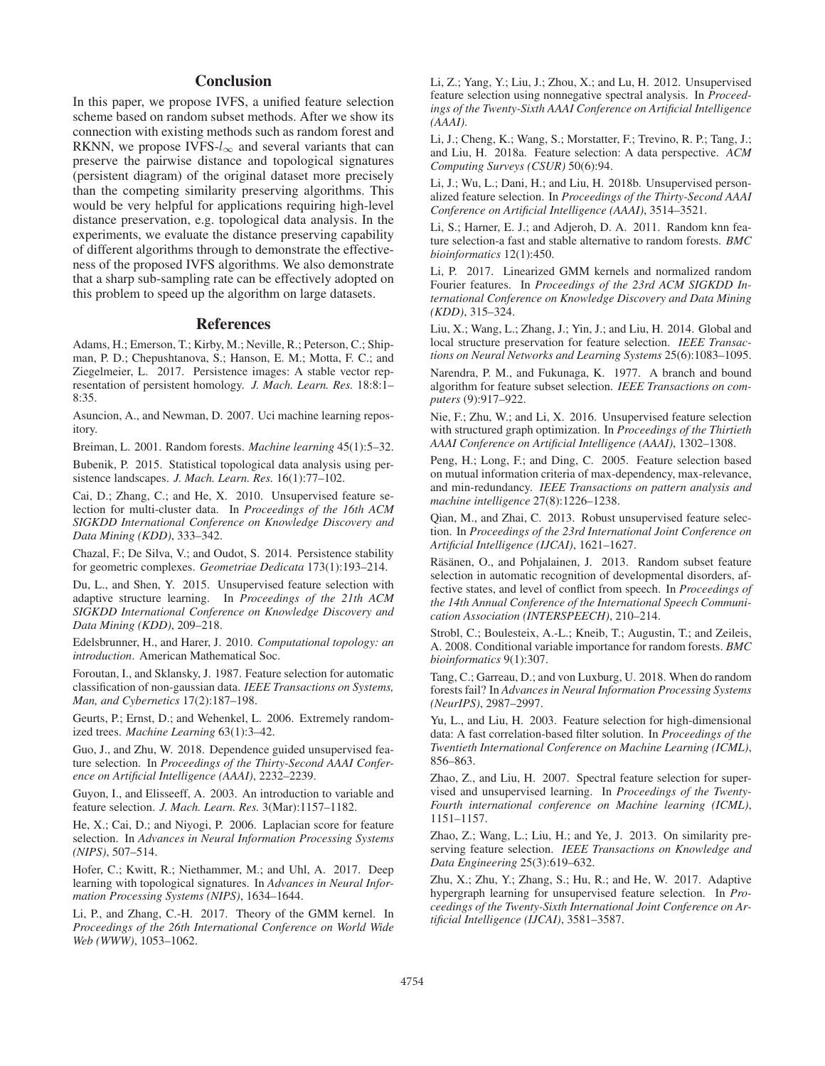## Conclusion

In this paper, we propose IVFS, a unified feature selection scheme based on random subset methods. After we show its connection with existing methods such as random forest and RKNN, we propose IVFS-$l_\infty$ and several variants that can preserve the pairwise distance and topological signatures (persistent diagram) of the original dataset more precisely than the competing similarity preserving algorithms. This would be very helpful for applications requiring high-level distance preservation, e.g. topological data analysis. In the experiments, we evaluate the distance preserving capability of different algorithms through to demonstrate the effectiveness of the proposed IVFS algorithms. We also demonstrate that a sharp sub-sampling rate can be effectively adopted on this problem to speed up the algorithm on large datasets.

## References

Adams, H.; Emerson, T.; Kirby, M.; Neville, R.; Peterson, C.; Shipman, P. D.; Chepushtanova, S.; Hanson, E. M.; Motta, F. C.; and Ziegelmeier, L. 2017. Persistence images: A stable vector representation of persistent homology. *J. Mach. Learn. Res.* 18:8:1–8:35.

Asuncion, A., and Newman, D. 2007. Uci machine learning repository.

Breiman, L. 2001. Random forests. *Machine learning* 45(1):5–32.

Bubenik, P. 2015. Statistical topological data analysis using persistence landscapes. *J. Mach. Learn. Res.* 16(1):77–102.

Cai, D.; Zhang, C.; and He, X. 2010. Unsupervised feature selection for multi-cluster data. In *Proceedings of the 16th ACM SIGKDD International Conference on Knowledge Discovery and Data Mining (KDD)*, 333–342.

Chazal, F.; De Silva, V.; and Oudot, S. 2014. Persistence stability for geometric complexes. *Geometriae Dedicata* 173(1):193–214.

Du, L., and Shen, Y. 2015. Unsupervised feature selection with adaptive structure learning. In *Proceedings of the 21th ACM SIGKDD International Conference on Knowledge Discovery and Data Mining (KDD)*, 209–218.

Edelsbrunner, H., and Harer, J. 2010. *Computational topology: an introduction*. American Mathematical Soc.

Foroutan, I., and Sklansky, J. 1987. Feature selection for automatic classification of non-gaussian data. *IEEE Transactions on Systems, Man, and Cybernetics* 17(2):187–198.

Geurts, P.; Ernst, D.; and Wehenkel, L. 2006. Extremely randomized trees. *Machine Learning* 63(1):3–42.

Guo, J., and Zhu, W. 2018. Dependence guided unsupervised feature selection. In *Proceedings of the Thirty-Second AAAI Conference on Artificial Intelligence (AAAI)*, 2232–2239.

Guyon, I., and Elisseeff, A. 2003. An introduction to variable and feature selection. *J. Mach. Learn. Res.* 3(Mar):1157–1182.

He, X.; Cai, D.; and Niyogi, P. 2006. Laplacian score for feature selection. In *Advances in Neural Information Processing Systems (NIPS)*, 507–514.

Hofer, C.; Kwitt, R.; Niethammer, M.; and Uhl, A. 2017. Deep learning with topological signatures. In *Advances in Neural Information Processing Systems (NIPS)*, 1634–1644.

Li, P., and Zhang, C.-H. 2017. Theory of the GMM kernel. In *Proceedings of the 26th International Conference on World Wide Web (WWW)*, 1053–1062.

Li, Z.; Yang, Y.; Liu, J.; Zhou, X.; and Lu, H. 2012. Unsupervised feature selection using nonnegative spectral analysis. In *Proceedings of the Twenty-Sixth AAAI Conference on Artificial Intelligence (AAAI)*.

Li, J.; Cheng, K.; Wang, S.; Morstatter, F.; Trevino, R. P.; Tang, J.; and Liu, H. 2018a. Feature selection: A data perspective. *ACM Computing Surveys (CSUR)* 50(6):94.

Li, J.; Wu, L.; Dani, H.; and Liu, H. 2018b. Unsupervised personalized feature selection. In *Proceedings of the Thirty-Second AAAI Conference on Artificial Intelligence (AAAI)*, 3514–3521.

Li, S.; Harner, E. J.; and Adjeroh, D. A. 2011. Random knn feature selection-a fast and stable alternative to random forests. *BMC bioinformatics* 12(1):450.

Li, P. 2017. Linearized GMM kernels and normalized random Fourier features. In *Proceedings of the 23rd ACM SIGKDD International Conference on Knowledge Discovery and Data Mining (KDD)*, 315–324.

Liu, X.; Wang, L.; Zhang, J.; Yin, J.; and Liu, H. 2014. Global and local structure preservation for feature selection. *IEEE Transactions on Neural Networks and Learning Systems* 25(6):1083–1095.

Narendra, P. M., and Fukunaga, K. 1977. A branch and bound algorithm for feature subset selection. *IEEE Transactions on computers* (9):917–922.

Nie, F.; Zhu, W.; and Li, X. 2016. Unsupervised feature selection with structured graph optimization. In *Proceedings of the Thirtieth AAAI Conference on Artificial Intelligence (AAAI)*, 1302–1308.

Peng, H.; Long, F.; and Ding, C. 2005. Feature selection based on mutual information criteria of max-dependency, max-relevance, and min-redundancy. *IEEE Transactions on pattern analysis and machine intelligence* 27(8):1226–1238.

Qian, M., and Zhai, C. 2013. Robust unsupervised feature selection. In *Proceedings of the 23rd International Joint Conference on Artificial Intelligence (IJCAI)*, 1621–1627.

Räsänen, O., and Pohjalainen, J. 2013. Random subset feature selection in automatic recognition of developmental disorders, affective states, and level of conflict from speech. In *Proceedings of the 14th Annual Conference of the International Speech Communication Association (INTERSPEECH)*, 210–214.

Strobl, C.; Boulesteix, A.-L.; Kneib, T.; Augustin, T.; and Zeileis, A. 2008. Conditional variable importance for random forests. *BMC bioinformatics* 9(1):307.

Tang, C.; Garreau, D.; and von Luxburg, U. 2018. When do random forests fail? In *Advances in Neural Information Processing Systems (NeurIPS)*, 2987–2997.

Yu, L., and Liu, H. 2003. Feature selection for high-dimensional data: A fast correlation-based filter solution. In *Proceedings of the Twentieth International Conference on Machine Learning (ICML)*, 856–863.

Zhao, Z., and Liu, H. 2007. Spectral feature selection for supervised and unsupervised learning. In *Proceedings of the Twenty-Fourth international conference on Machine learning (ICML)*, 1151–1157.

Zhao, Z.; Wang, L.; Liu, H.; and Ye, J. 2013. On similarity preserving feature selection. *IEEE Transactions on Knowledge and Data Engineering* 25(3):619–632.

Zhu, X.; Zhu, Y.; Zhang, S.; Hu, R.; and He, W. 2017. Adaptive hypergraph learning for unsupervised feature selection. In *Proceedings of the Twenty-Sixth International Joint Conference on Artificial Intelligence (IJCAI)*, 3581–3587.